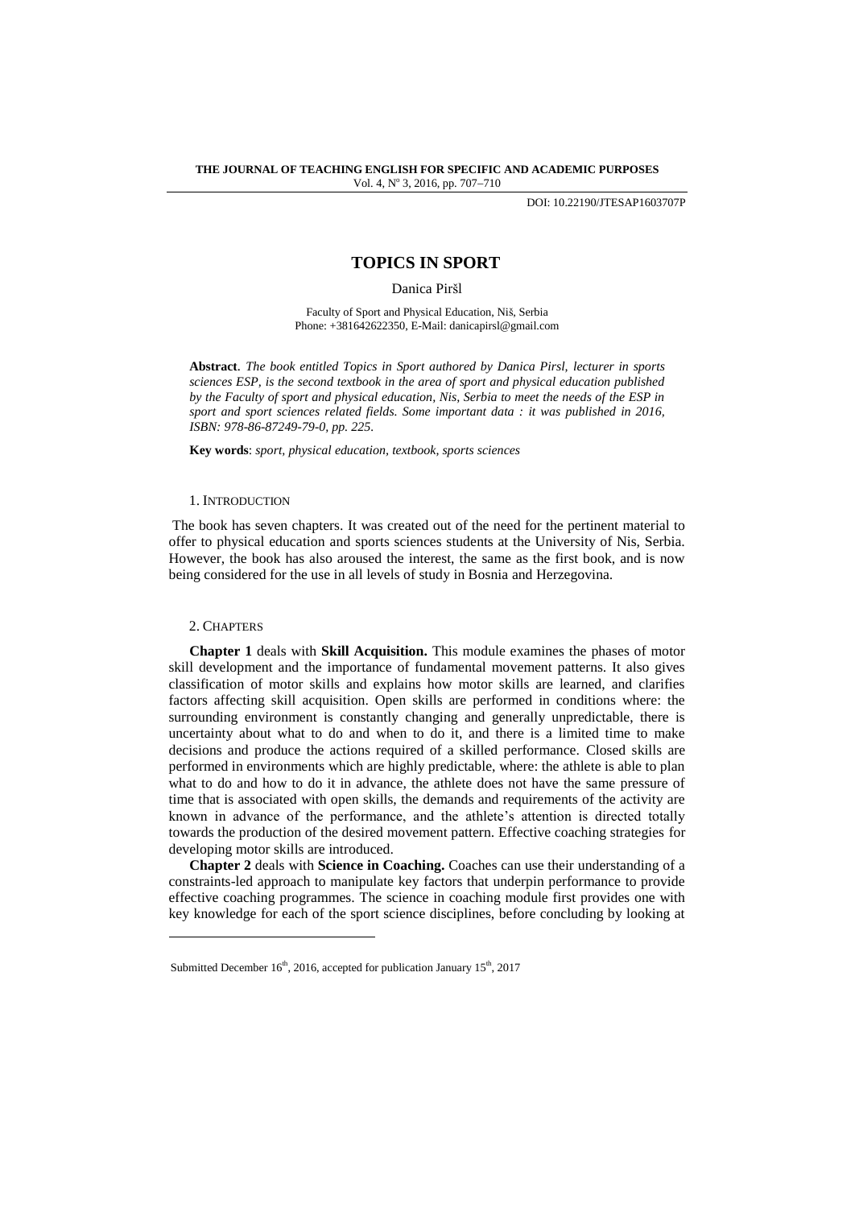DOI: 10.22190/JTESAP1603707P

# TOPICS IN SPORT

Danica Piršl

Faculty of Sport and Physical Education, Niš, Serbia
Phone: +381642622350, E-Mail: danicapirsl@gmail.com

**Abstract**. *The book entitled Topics in Sport authored by Danica Pirsl, lecturer in sports sciences ESP, is the second textbook in the area of sport and physical education published by the Faculty of sport and physical education, Nis, Serbia to meet the needs of the ESP in sport and sport sciences related fields. Some important data : it was published in 2016, ISBN: 978-86-87249-79-0, pp. 225.*

**Key words**: *sport, physical education, textbook, sports sciences*

## 1. Introduction

The book has seven chapters. It was created out of the need for the pertinent material to offer to physical education and sports sciences students at the University of Nis, Serbia. However, the book has also aroused the interest, the same as the first book, and is now being considered for the use in all levels of study in Bosnia and Herzegovina.

## 2. Chapters

**Chapter 1** deals with **Skill Acquisition.** This module examines the phases of motor skill development and the importance of fundamental movement patterns. It also gives classification of motor skills and explains how motor skills are learned, and clarifies factors affecting skill acquisition. Open skills are performed in conditions where: the surrounding environment is constantly changing and generally unpredictable, there is uncertainty about what to do and when to do it, and there is a limited time to make decisions and produce the actions required of a skilled performance. Closed skills are performed in environments which are highly predictable, where: the athlete is able to plan what to do and how to do it in advance, the athlete does not have the same pressure of time that is associated with open skills, the demands and requirements of the activity are known in advance of the performance, and the athlete's attention is directed totally towards the production of the desired movement pattern. Effective coaching strategies for developing motor skills are introduced.

**Chapter 2** deals with **Science in Coaching.** Coaches can use their understanding of a constraints-led approach to manipulate key factors that underpin performance to provide effective coaching programmes. The science in coaching module first provides one with key knowledge for each of the sport science disciplines, before concluding by looking at

---

Submitted December 16th, 2016, accepted for publication January 15th, 2017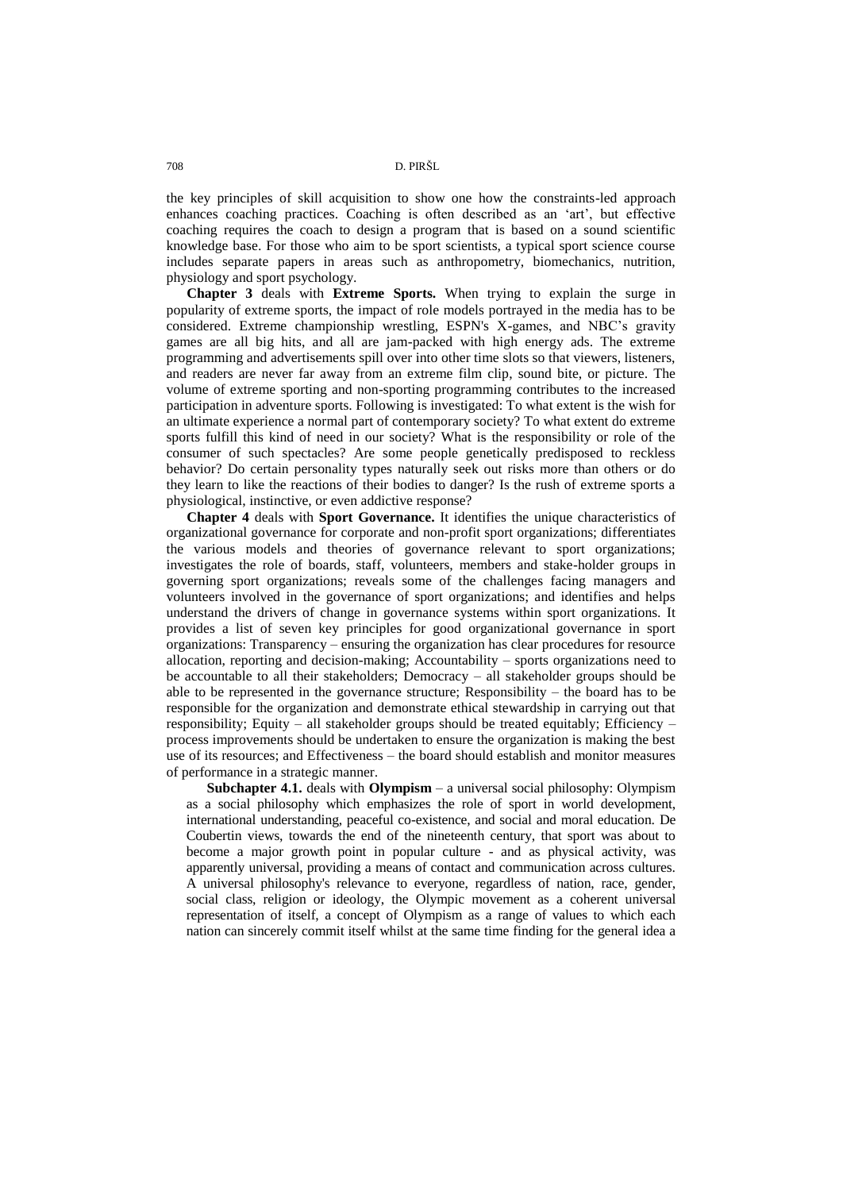the key principles of skill acquisition to show one how the constraints-led approach enhances coaching practices. Coaching is often described as an 'art', but effective coaching requires the coach to design a program that is based on a sound scientific knowledge base. For those who aim to be sport scientists, a typical sport science course includes separate papers in areas such as anthropometry, biomechanics, nutrition, physiology and sport psychology.

**Chapter 3** deals with **Extreme Sports.** When trying to explain the surge in popularity of extreme sports, the impact of role models portrayed in the media has to be considered. Extreme championship wrestling, ESPN's X-games, and NBC's gravity games are all big hits, and all are jam-packed with high energy ads. The extreme programming and advertisements spill over into other time slots so that viewers, listeners, and readers are never far away from an extreme film clip, sound bite, or picture. The volume of extreme sporting and non-sporting programming contributes to the increased participation in adventure sports. Following is investigated: To what extent is the wish for an ultimate experience a normal part of contemporary society? To what extent do extreme sports fulfill this kind of need in our society? What is the responsibility or role of the consumer of such spectacles? Are some people genetically predisposed to reckless behavior? Do certain personality types naturally seek out risks more than others or do they learn to like the reactions of their bodies to danger? Is the rush of extreme sports a physiological, instinctive, or even addictive response?

**Chapter 4** deals with **Sport Governance.** It identifies the unique characteristics of organizational governance for corporate and non-profit sport organizations; differentiates the various models and theories of governance relevant to sport organizations; investigates the role of boards, staff, volunteers, members and stake-holder groups in governing sport organizations; reveals some of the challenges facing managers and volunteers involved in the governance of sport organizations; and identifies and helps understand the drivers of change in governance systems within sport organizations. It provides a list of seven key principles for good organizational governance in sport organizations: Transparency – ensuring the organization has clear procedures for resource allocation, reporting and decision-making; Accountability – sports organizations need to be accountable to all their stakeholders; Democracy – all stakeholder groups should be able to be represented in the governance structure; Responsibility – the board has to be responsible for the organization and demonstrate ethical stewardship in carrying out that responsibility; Equity – all stakeholder groups should be treated equitably; Efficiency – process improvements should be undertaken to ensure the organization is making the best use of its resources; and Effectiveness – the board should establish and monitor measures of performance in a strategic manner.

> **Subchapter 4.1.** deals with **Olympism** – a universal social philosophy: Olympism as a social philosophy which emphasizes the role of sport in world development, international understanding, peaceful co-existence, and social and moral education. De Coubertin views, towards the end of the nineteenth century, that sport was about to become a major growth point in popular culture - and as physical activity, was apparently universal, providing a means of contact and communication across cultures. A universal philosophy's relevance to everyone, regardless of nation, race, gender, social class, religion or ideology, the Olympic movement as a coherent universal representation of itself, a concept of Olympism as a range of values to which each nation can sincerely commit itself whilst at the same time finding for the general idea a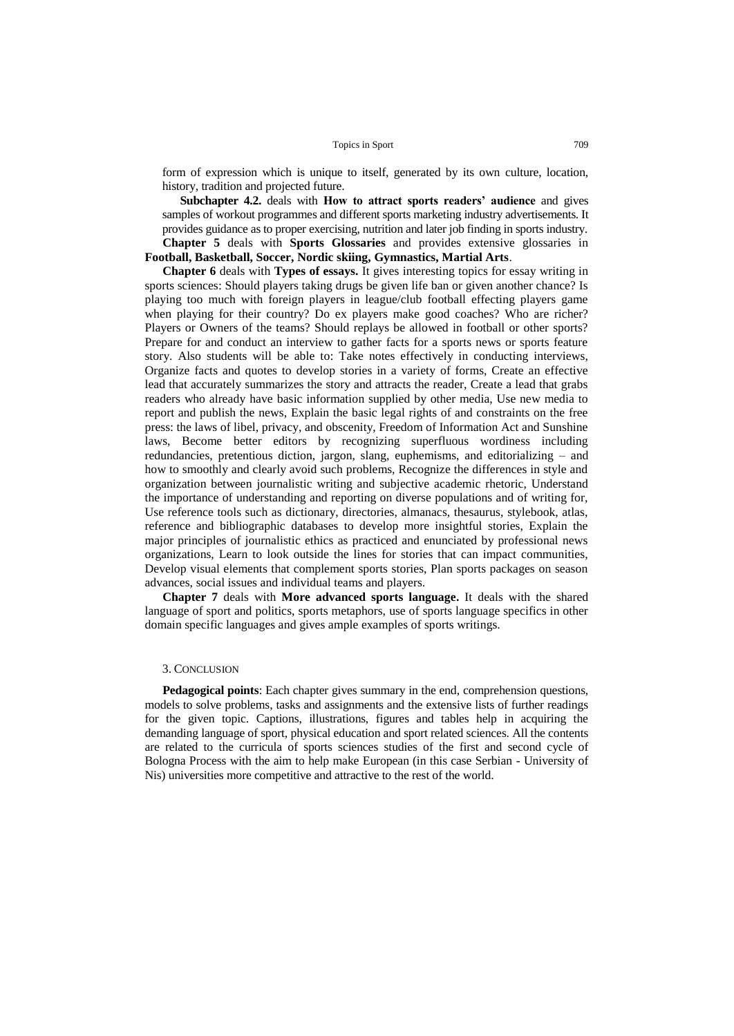form of expression which is unique to itself, generated by its own culture, location, history, tradition and projected future.

**Subchapter 4.2.** deals with **How to attract sports readers' audience** and gives samples of workout programmes and different sports marketing industry advertisements. It provides guidance as to proper exercising, nutrition and later job finding in sports industry.

**Chapter 5** deals with **Sports Glossaries** and provides extensive glossaries in **Football, Basketball, Soccer, Nordic skiing, Gymnastics, Martial Arts**.

**Chapter 6** deals with **Types of essays.** It gives interesting topics for essay writing in sports sciences: Should players taking drugs be given life ban or given another chance? Is playing too much with foreign players in league/club football effecting players game when playing for their country? Do ex players make good coaches? Who are richer? Players or Owners of the teams? Should replays be allowed in football or other sports? Prepare for and conduct an interview to gather facts for a sports news or sports feature story. Also students will be able to: Take notes effectively in conducting interviews, Organize facts and quotes to develop stories in a variety of forms, Create an effective lead that accurately summarizes the story and attracts the reader, Create a lead that grabs readers who already have basic information supplied by other media, Use new media to report and publish the news, Explain the basic legal rights of and constraints on the free press: the laws of libel, privacy, and obscenity, Freedom of Information Act and Sunshine laws, Become better editors by recognizing superfluous wordiness including redundancies, pretentious diction, jargon, slang, euphemisms, and editorializing – and how to smoothly and clearly avoid such problems, Recognize the differences in style and organization between journalistic writing and subjective academic rhetoric, Understand the importance of understanding and reporting on diverse populations and of writing for, Use reference tools such as dictionary, directories, almanacs, thesaurus, stylebook, atlas, reference and bibliographic databases to develop more insightful stories, Explain the major principles of journalistic ethics as practiced and enunciated by professional news organizations, Learn to look outside the lines for stories that can impact communities, Develop visual elements that complement sports stories, Plan sports packages on season advances, social issues and individual teams and players.

**Chapter 7** deals with **More advanced sports language.** It deals with the shared language of sport and politics, sports metaphors, use of sports language specifics in other domain specific languages and gives ample examples of sports writings.

## 3. Conclusion

**Pedagogical points**: Each chapter gives summary in the end, comprehension questions, models to solve problems, tasks and assignments and the extensive lists of further readings for the given topic. Captions, illustrations, figures and tables help in acquiring the demanding language of sport, physical education and sport related sciences. All the contents are related to the curricula of sports sciences studies of the first and second cycle of Bologna Process with the aim to help make European (in this case Serbian - University of Nis) universities more competitive and attractive to the rest of the world.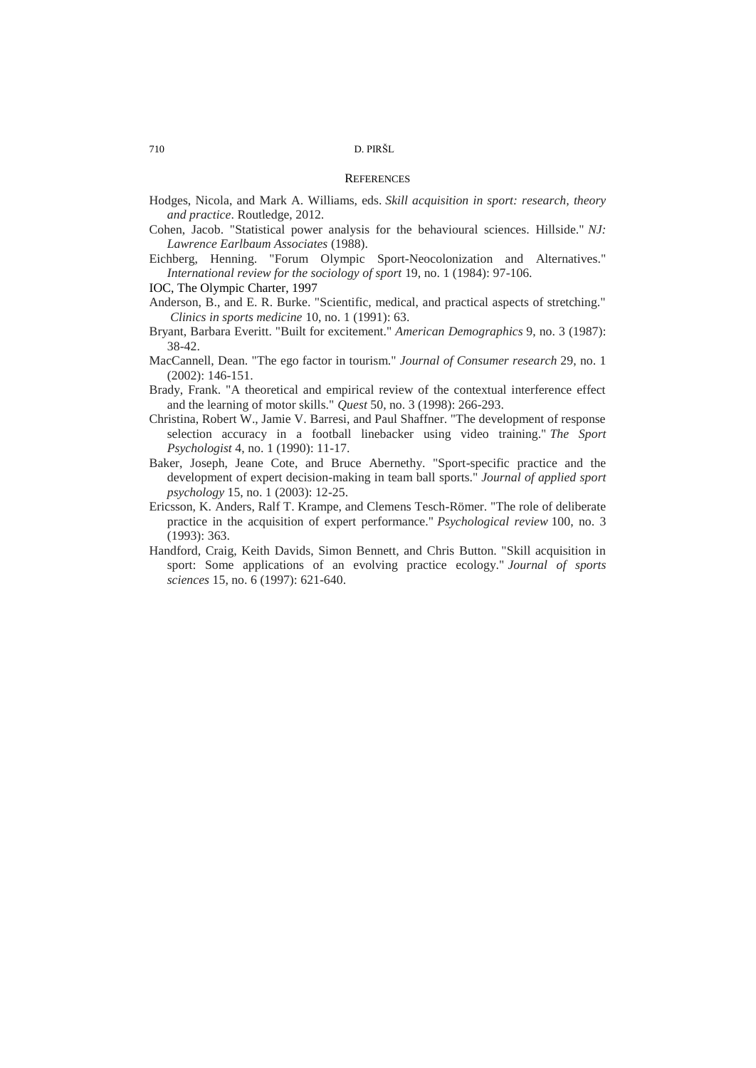## References

Hodges, Nicola, and Mark A. Williams, eds. *Skill acquisition in sport: research, theory and practice*. Routledge, 2012.

Cohen, Jacob. "Statistical power analysis for the behavioural sciences. Hillside." *NJ: Lawrence Earlbaum Associates* (1988).

Eichberg, Henning. "Forum Olympic Sport-Neocolonization and Alternatives." *International review for the sociology of sport* 19, no. 1 (1984): 97-106.

IOC, The Olympic Charter, 1997

Anderson, B., and E. R. Burke. "Scientific, medical, and practical aspects of stretching." *Clinics in sports medicine* 10, no. 1 (1991): 63.

Bryant, Barbara Everitt. "Built for excitement." *American Demographics* 9, no. 3 (1987): 38-42.

MacCannell, Dean. "The ego factor in tourism." *Journal of Consumer research* 29, no. 1 (2002): 146-151.

Brady, Frank. "A theoretical and empirical review of the contextual interference effect and the learning of motor skills." *Quest* 50, no. 3 (1998): 266-293.

Christina, Robert W., Jamie V. Barresi, and Paul Shaffner. "The development of response selection accuracy in a football linebacker using video training." *The Sport Psychologist* 4, no. 1 (1990): 11-17.

Baker, Joseph, Jeane Cote, and Bruce Abernethy. "Sport-specific practice and the development of expert decision-making in team ball sports." *Journal of applied sport psychology* 15, no. 1 (2003): 12-25.

Ericsson, K. Anders, Ralf T. Krampe, and Clemens Tesch-Römer. "The role of deliberate practice in the acquisition of expert performance." *Psychological review* 100, no. 3 (1993): 363.

Handford, Craig, Keith Davids, Simon Bennett, and Chris Button. "Skill acquisition in sport: Some applications of an evolving practice ecology." *Journal of sports sciences* 15, no. 6 (1997): 621-640.